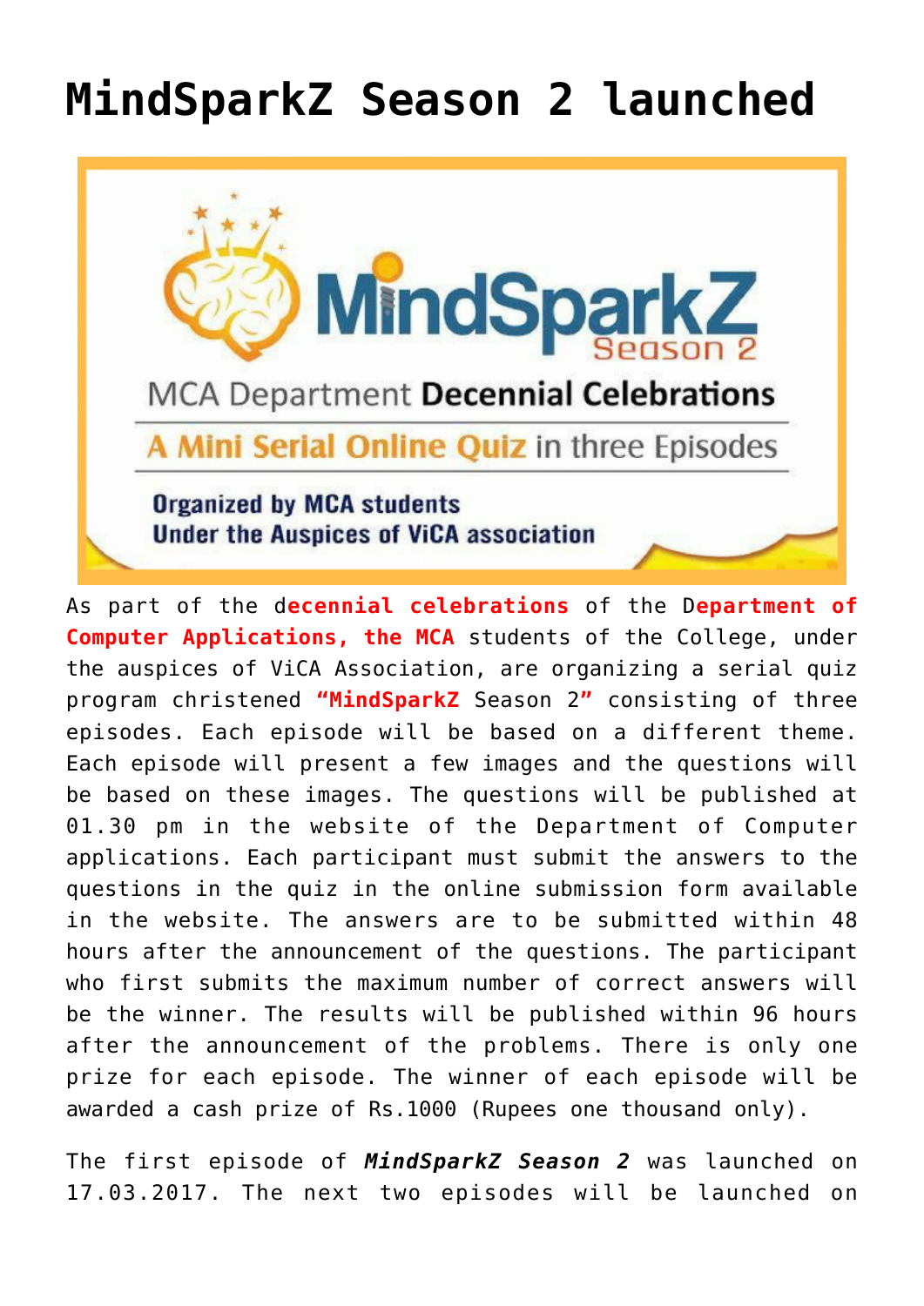# MindSparkZ Season 2 launched

MindSparkZ Season 2

MCA Department **Decennial Celebrations**

A Mini Serial Online Quiz in three Episodes

**Organized by MCA students**
**Under the Auspices of ViCA association**

As part of the d**ecennial celebrations** of the D**epartment of Computer Applications, the MCA** students of the College, under the auspices of ViCA Association, are organizing a serial quiz program christened **"MindSparkZ** Season 2**"** consisting of three episodes. Each episode will be based on a different theme. Each episode will present a few images and the questions will be based on these images. The questions will be published at 01.30 pm in the website of the Department of Computer applications. Each participant must submit the answers to the questions in the quiz in the online submission form available in the website. The answers are to be submitted within 48 hours after the announcement of the questions. The participant who first submits the maximum number of correct answers will be the winner. The results will be published within 96 hours after the announcement of the problems. There is only one prize for each episode. The winner of each episode will be awarded a cash prize of Rs.1000 (Rupees one thousand only).

The first episode of ***MindSparkZ Season 2*** was launched on 17.03.2017. The next two episodes will be launched on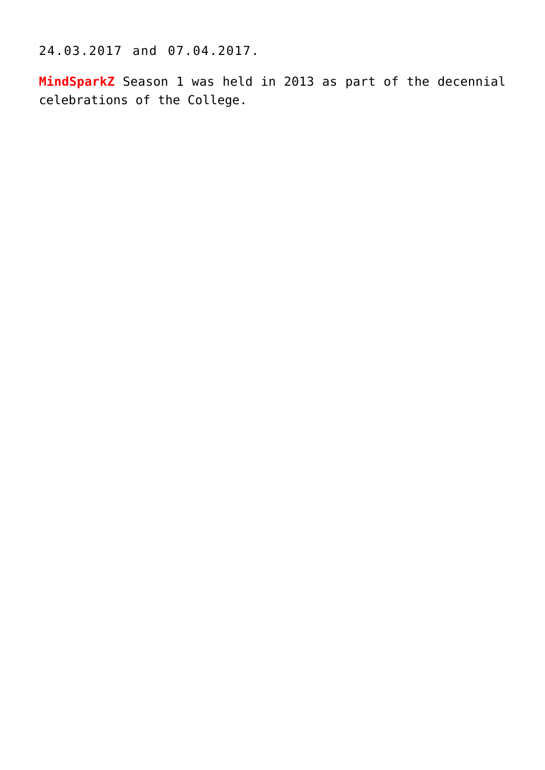24.03.2017 and 07.04.2017.

**MindSparkZ** Season 1 was held in 2013 as part of the decennial celebrations of the College.